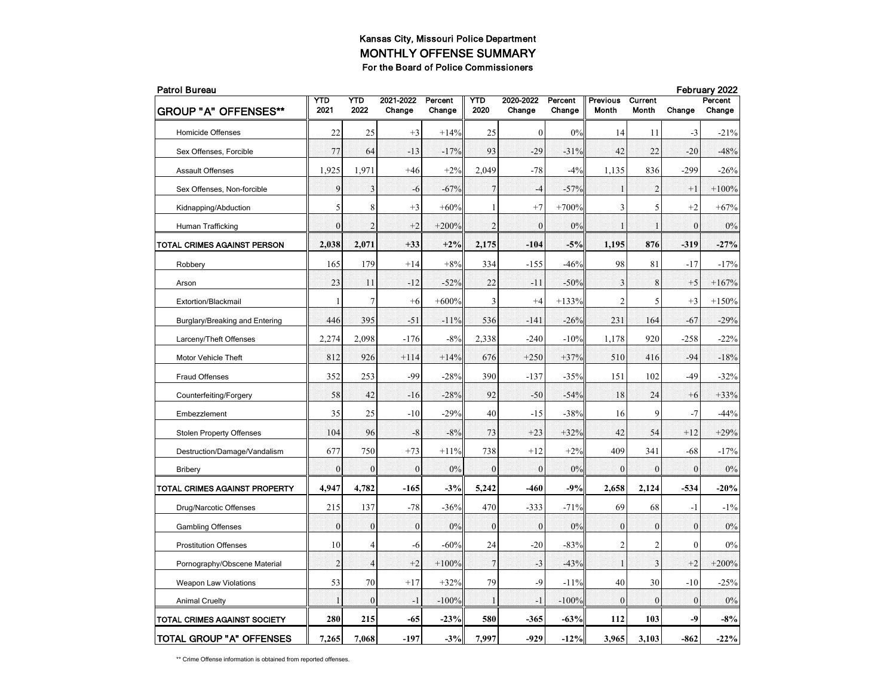# Kansas City, Missouri Police Department

## MONTHLY OFFENSE SUMMARY

### For the Board of Police Commissioners

**Patrol Bureau** — **February 2022**

| GROUP "A" OFFENSES** | YTD 2021 | YTD 2022 | 2021-2022 Change | Percent Change | YTD 2020 | 2020-2022 Change | Percent Change | Previous Month | Current Month | Change | Percent Change |
|---|---|---|---|---|---|---|---|---|---|---|---|
| Homicide Offenses | 22 | 25 | +3 | +14% | 25 | 0 | 0% | 14 | 11 | -3 | -21% |
| Sex Offenses, Forcible | 77 | 64 | -13 | -17% | 93 | -29 | -31% | 42 | 22 | -20 | -48% |
| Assault Offenses | 1,925 | 1,971 | +46 | +2% | 2,049 | -78 | -4% | 1,135 | 836 | -299 | -26% |
| Sex Offenses, Non-forcible | 9 | 3 | -6 | -67% | 7 | -4 | -57% | 1 | 2 | +1 | +100% |
| Kidnapping/Abduction | 5 | 8 | +3 | +60% | 1 | +7 | +700% | 3 | 5 | +2 | +67% |
| Human Trafficking | 0 | 2 | +2 | +200% | 2 | 0 | 0% | 1 | 1 | 0 | 0% |
| **TOTAL CRIMES AGAINST PERSON** | **2,038** | **2,071** | **+33** | **+2%** | **2,175** | **-104** | **-5%** | **1,195** | **876** | **-319** | **-27%** |
| Robbery | 165 | 179 | +14 | +8% | 334 | -155 | -46% | 98 | 81 | -17 | -17% |
| Arson | 23 | 11 | -12 | -52% | 22 | -11 | -50% | 3 | 8 | +5 | +167% |
| Extortion/Blackmail | 1 | 7 | +6 | +600% | 3 | +4 | +133% | 2 | 5 | +3 | +150% |
| Burglary/Breaking and Entering | 446 | 395 | -51 | -11% | 536 | -141 | -26% | 231 | 164 | -67 | -29% |
| Larceny/Theft Offenses | 2,274 | 2,098 | -176 | -8% | 2,338 | -240 | -10% | 1,178 | 920 | -258 | -22% |
| Motor Vehicle Theft | 812 | 926 | +114 | +14% | 676 | +250 | +37% | 510 | 416 | -94 | -18% |
| Fraud Offenses | 352 | 253 | -99 | -28% | 390 | -137 | -35% | 151 | 102 | -49 | -32% |
| Counterfeiting/Forgery | 58 | 42 | -16 | -28% | 92 | -50 | -54% | 18 | 24 | +6 | +33% |
| Embezzlement | 35 | 25 | -10 | -29% | 40 | -15 | -38% | 16 | 9 | -7 | -44% |
| Stolen Property Offenses | 104 | 96 | -8 | -8% | 73 | +23 | +32% | 42 | 54 | +12 | +29% |
| Destruction/Damage/Vandalism | 677 | 750 | +73 | +11% | 738 | +12 | +2% | 409 | 341 | -68 | -17% |
| Bribery | 0 | 0 | 0 | 0% | 0 | 0 | 0% | 0 | 0 | 0 | 0% |
| **TOTAL CRIMES AGAINST PROPERTY** | **4,947** | **4,782** | **-165** | **-3%** | **5,242** | **-460** | **-9%** | **2,658** | **2,124** | **-534** | **-20%** |
| Drug/Narcotic Offenses | 215 | 137 | -78 | -36% | 470 | -333 | -71% | 69 | 68 | -1 | -1% |
| Gambling Offenses | 0 | 0 | 0 | 0% | 0 | 0 | 0% | 0 | 0 | 0 | 0% |
| Prostitution Offenses | 10 | 4 | -6 | -60% | 24 | -20 | -83% | 2 | 2 | 0 | 0% |
| Pornography/Obscene Material | 2 | 4 | +2 | +100% | 7 | -3 | -43% | 1 | 3 | +2 | +200% |
| Weapon Law Violations | 53 | 70 | +17 | +32% | 79 | -9 | -11% | 40 | 30 | -10 | -25% |
| Animal Cruelty | 1 | 0 | -1 | -100% | 1 | -1 | -100% | 0 | 0 | 0 | 0% |
| **TOTAL CRIMES AGAINST SOCIETY** | **280** | **215** | **-65** | **-23%** | **580** | **-365** | **-63%** | **112** | **103** | **-9** | **-8%** |
| **TOTAL GROUP "A" OFFENSES** | **7,265** | **7,068** | **-197** | **-3%** | **7,997** | **-929** | **-12%** | **3,965** | **3,103** | **-862** | **-22%** |

** Crime Offense information is obtained from reported offenses.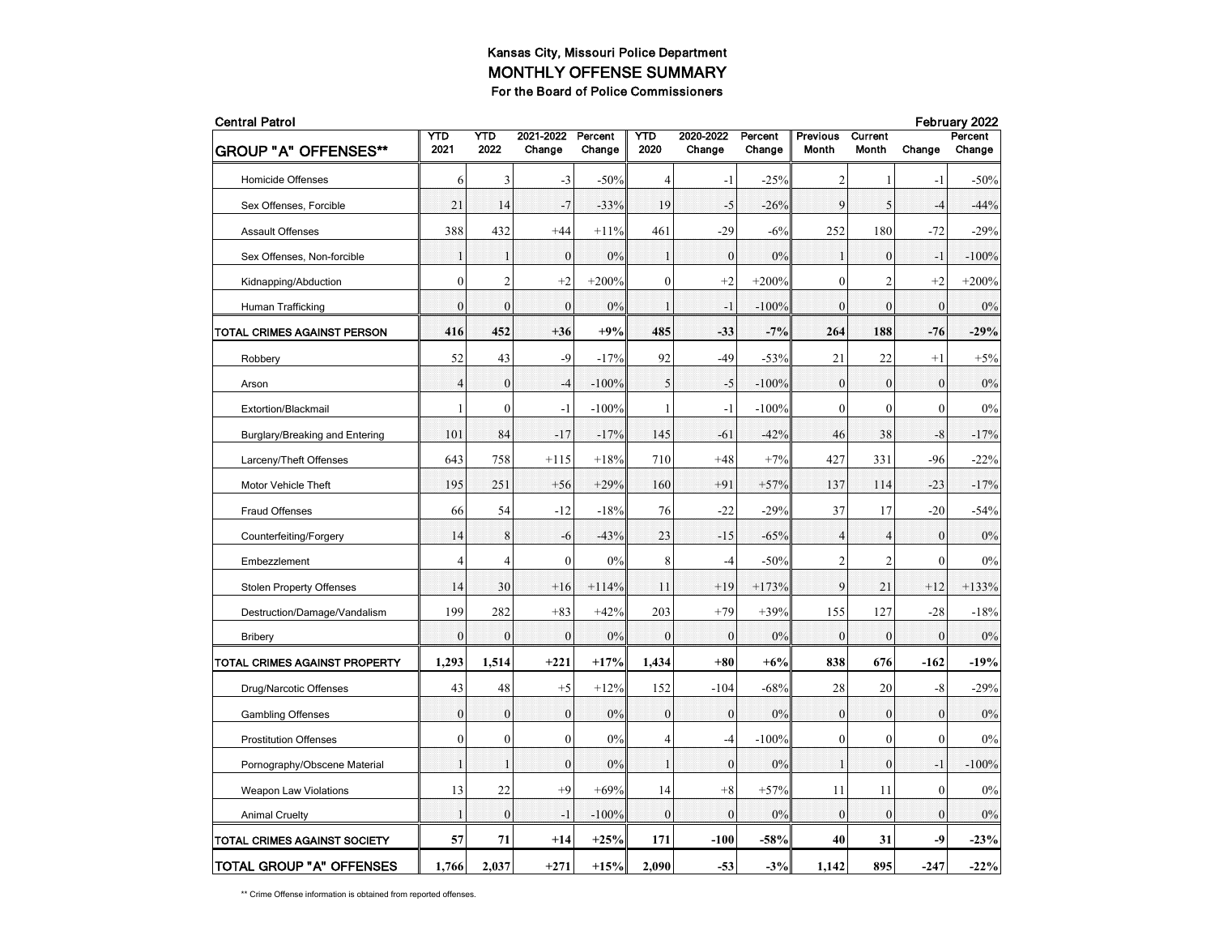**Kansas City, Missouri Police Department**

# MONTHLY OFFENSE SUMMARY

**For the Board of Police Commissioners**

**Central Patrol** — **February 2022**

| GROUP "A" OFFENSES** | YTD 2021 | YTD 2022 | 2021-2022 Change | Percent Change | YTD 2020 | 2020-2022 Change | Percent Change | Previous Month | Current Month | Change | Percent Change |
|---|---|---|---|---|---|---|---|---|---|---|---|
| Homicide Offenses | 6 | 3 | -3 | -50% | 4 | -1 | -25% | 2 | 1 | -1 | -50% |
| Sex Offenses, Forcible | 21 | 14 | -7 | -33% | 19 | -5 | -26% | 9 | 5 | -4 | -44% |
| Assault Offenses | 388 | 432 | +44 | +11% | 461 | -29 | -6% | 252 | 180 | -72 | -29% |
| Sex Offenses, Non-forcible | 1 | 1 | 0 | 0% | 1 | 0 | 0% | 1 | 0 | -1 | -100% |
| Kidnapping/Abduction | 0 | 2 | +2 | +200% | 0 | +2 | +200% | 0 | 2 | +2 | +200% |
| Human Trafficking | 0 | 0 | 0 | 0% | 1 | -1 | -100% | 0 | 0 | 0 | 0% |
| **TOTAL CRIMES AGAINST PERSON** | **416** | **452** | **+36** | **+9%** | **485** | **-33** | **-7%** | **264** | **188** | **-76** | **-29%** |
| Robbery | 52 | 43 | -9 | -17% | 92 | -49 | -53% | 21 | 22 | +1 | +5% |
| Arson | 4 | 0 | -4 | -100% | 5 | -5 | -100% | 0 | 0 | 0 | 0% |
| Extortion/Blackmail | 1 | 0 | -1 | -100% | 1 | -1 | -100% | 0 | 0 | 0 | 0% |
| Burglary/Breaking and Entering | 101 | 84 | -17 | -17% | 145 | -61 | -42% | 46 | 38 | -8 | -17% |
| Larceny/Theft Offenses | 643 | 758 | +115 | +18% | 710 | +48 | +7% | 427 | 331 | -96 | -22% |
| Motor Vehicle Theft | 195 | 251 | +56 | +29% | 160 | +91 | +57% | 137 | 114 | -23 | -17% |
| Fraud Offenses | 66 | 54 | -12 | -18% | 76 | -22 | -29% | 37 | 17 | -20 | -54% |
| Counterfeiting/Forgery | 14 | 8 | -6 | -43% | 23 | -15 | -65% | 4 | 4 | 0 | 0% |
| Embezzlement | 4 | 4 | 0 | 0% | 8 | -4 | -50% | 2 | 2 | 0 | 0% |
| Stolen Property Offenses | 14 | 30 | +16 | +114% | 11 | +19 | +173% | 9 | 21 | +12 | +133% |
| Destruction/Damage/Vandalism | 199 | 282 | +83 | +42% | 203 | +79 | +39% | 155 | 127 | -28 | -18% |
| Bribery | 0 | 0 | 0 | 0% | 0 | 0 | 0% | 0 | 0 | 0 | 0% |
| **TOTAL CRIMES AGAINST PROPERTY** | **1,293** | **1,514** | **+221** | **+17%** | **1,434** | **+80** | **+6%** | **838** | **676** | **-162** | **-19%** |
| Drug/Narcotic Offenses | 43 | 48 | +5 | +12% | 152 | -104 | -68% | 28 | 20 | -8 | -29% |
| Gambling Offenses | 0 | 0 | 0 | 0% | 0 | 0 | 0% | 0 | 0 | 0 | 0% |
| Prostitution Offenses | 0 | 0 | 0 | 0% | 4 | -4 | -100% | 0 | 0 | 0 | 0% |
| Pornography/Obscene Material | 1 | 1 | 0 | 0% | 1 | 0 | 0% | 1 | 0 | -1 | -100% |
| Weapon Law Violations | 13 | 22 | +9 | +69% | 14 | +8 | +57% | 11 | 11 | 0 | 0% |
| Animal Cruelty | 1 | 0 | -1 | -100% | 0 | 0 | 0% | 0 | 0 | 0 | 0% |
| **TOTAL CRIMES AGAINST SOCIETY** | **57** | **71** | **+14** | **+25%** | **171** | **-100** | **-58%** | **40** | **31** | **-9** | **-23%** |
| **TOTAL GROUP "A" OFFENSES** | **1,766** | **2,037** | **+271** | **+15%** | **2,090** | **-53** | **-3%** | **1,142** | **895** | **-247** | **-22%** |

** Crime Offense information is obtained from reported offenses.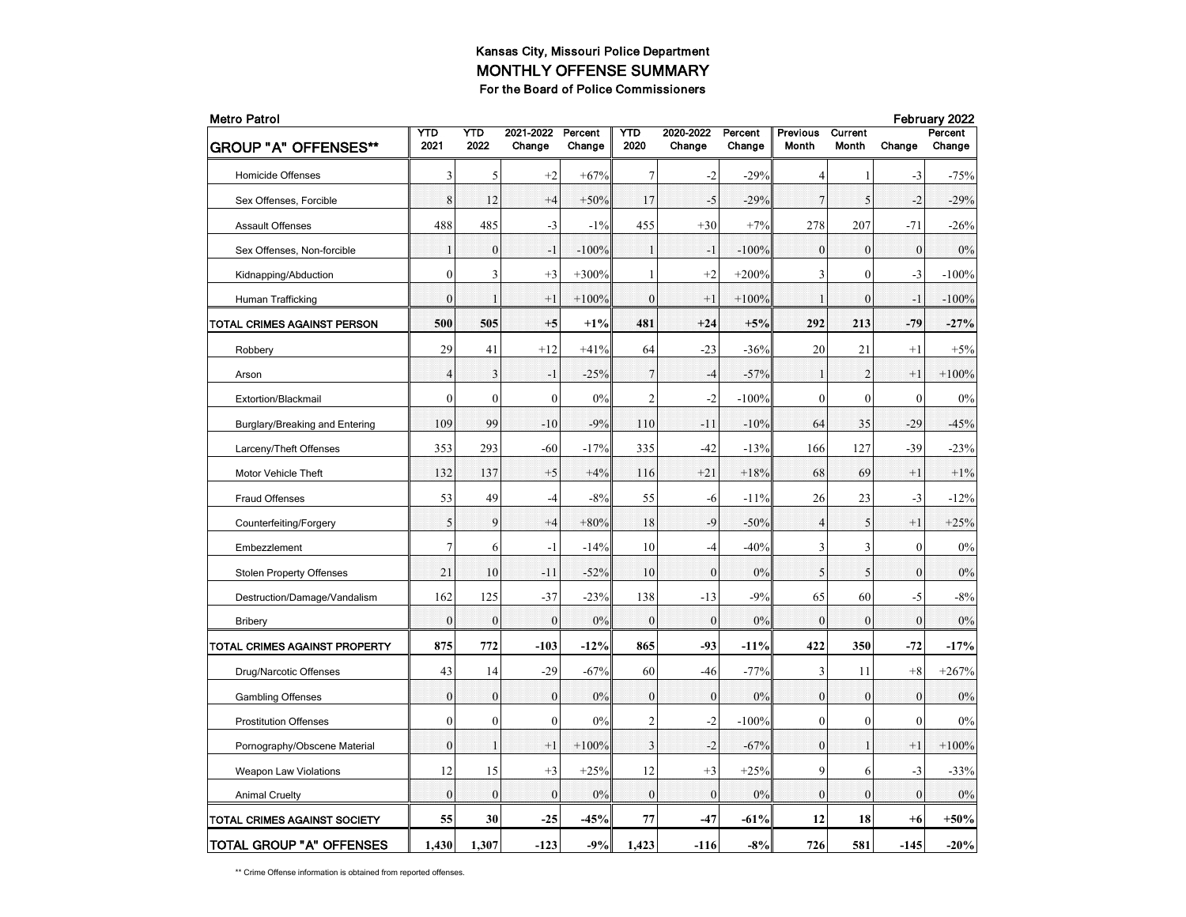# Kansas City, Missouri Police Department

## MONTHLY OFFENSE SUMMARY

### For the Board of Police Commissioners

**Metro Patrol** — **February 2022**

| GROUP "A" OFFENSES** | YTD 2021 | YTD 2022 | 2021-2022 Change | Percent Change | YTD 2020 | 2020-2022 Change | Percent Change | Previous Month | Current Month | Change | Percent Change |
|---|---|---|---|---|---|---|---|---|---|---|---|
| Homicide Offenses | 3 | 5 | +2 | +67% | 7 | -2 | -29% | 4 | 1 | -3 | -75% |
| Sex Offenses, Forcible | 8 | 12 | +4 | +50% | 17 | -5 | -29% | 7 | 5 | -2 | -29% |
| Assault Offenses | 488 | 485 | -3 | -1% | 455 | +30 | +7% | 278 | 207 | -71 | -26% |
| Sex Offenses, Non-forcible | 1 | 0 | -1 | -100% | 1 | -1 | -100% | 0 | 0 | 0 | 0% |
| Kidnapping/Abduction | 0 | 3 | +3 | +300% | 1 | +2 | +200% | 3 | 0 | -3 | -100% |
| Human Trafficking | 0 | 1 | +1 | +100% | 0 | +1 | +100% | 1 | 0 | -1 | -100% |
| **TOTAL CRIMES AGAINST PERSON** | **500** | **505** | **+5** | **+1%** | **481** | **+24** | **+5%** | **292** | **213** | **-79** | **-27%** |
| Robbery | 29 | 41 | +12 | +41% | 64 | -23 | -36% | 20 | 21 | +1 | +5% |
| Arson | 4 | 3 | -1 | -25% | 7 | -4 | -57% | 1 | 2 | +1 | +100% |
| Extortion/Blackmail | 0 | 0 | 0 | 0% | 2 | -2 | -100% | 0 | 0 | 0 | 0% |
| Burglary/Breaking and Entering | 109 | 99 | -10 | -9% | 110 | -11 | -10% | 64 | 35 | -29 | -45% |
| Larceny/Theft Offenses | 353 | 293 | -60 | -17% | 335 | -42 | -13% | 166 | 127 | -39 | -23% |
| Motor Vehicle Theft | 132 | 137 | +5 | +4% | 116 | +21 | +18% | 68 | 69 | +1 | +1% |
| Fraud Offenses | 53 | 49 | -4 | -8% | 55 | -6 | -11% | 26 | 23 | -3 | -12% |
| Counterfeiting/Forgery | 5 | 9 | +4 | +80% | 18 | -9 | -50% | 4 | 5 | +1 | +25% |
| Embezzlement | 7 | 6 | -1 | -14% | 10 | -4 | -40% | 3 | 3 | 0 | 0% |
| Stolen Property Offenses | 21 | 10 | -11 | -52% | 10 | 0 | 0% | 5 | 5 | 0 | 0% |
| Destruction/Damage/Vandalism | 162 | 125 | -37 | -23% | 138 | -13 | -9% | 65 | 60 | -5 | -8% |
| Bribery | 0 | 0 | 0 | 0% | 0 | 0 | 0% | 0 | 0 | 0 | 0% |
| **TOTAL CRIMES AGAINST PROPERTY** | **875** | **772** | **-103** | **-12%** | **865** | **-93** | **-11%** | **422** | **350** | **-72** | **-17%** |
| Drug/Narcotic Offenses | 43 | 14 | -29 | -67% | 60 | -46 | -77% | 3 | 11 | +8 | +267% |
| Gambling Offenses | 0 | 0 | 0 | 0% | 0 | 0 | 0% | 0 | 0 | 0 | 0% |
| Prostitution Offenses | 0 | 0 | 0 | 0% | 2 | -2 | -100% | 0 | 0 | 0 | 0% |
| Pornography/Obscene Material | 0 | 1 | +1 | +100% | 3 | -2 | -67% | 0 | 1 | +1 | +100% |
| Weapon Law Violations | 12 | 15 | +3 | +25% | 12 | +3 | +25% | 9 | 6 | -3 | -33% |
| Animal Cruelty | 0 | 0 | 0 | 0% | 0 | 0 | 0% | 0 | 0 | 0 | 0% |
| **TOTAL CRIMES AGAINST SOCIETY** | **55** | **30** | **-25** | **-45%** | **77** | **-47** | **-61%** | **12** | **18** | **+6** | **+50%** |
| **TOTAL GROUP "A" OFFENSES** | **1,430** | **1,307** | **-123** | **-9%** | **1,423** | **-116** | **-8%** | **726** | **581** | **-145** | **-20%** |

** Crime Offense information is obtained from reported offenses.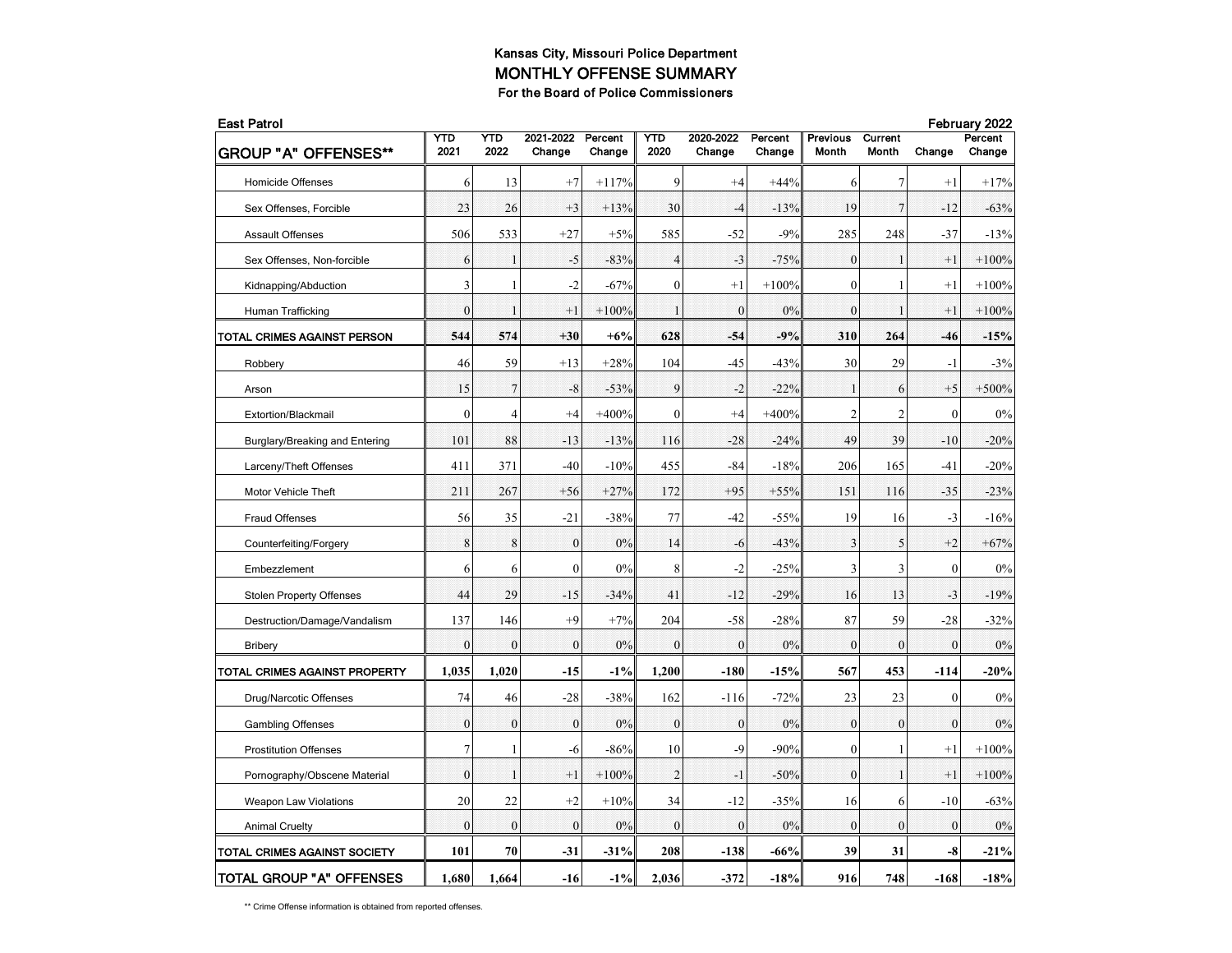# Kansas City, Missouri Police Department

## MONTHLY OFFENSE SUMMARY

### For the Board of Police Commissioners

**East Patrol** — **February 2022**

| GROUP "A" OFFENSES** | YTD 2021 | YTD 2022 | 2021-2022 Change | Percent Change | YTD 2020 | 2020-2022 Change | Percent Change | Previous Month | Current Month | Change | Percent Change |
|---|---|---|---|---|---|---|---|---|---|---|---|
| Homicide Offenses | 6 | 13 | +7 | +117% | 9 | +4 | +44% | 6 | 7 | +1 | +17% |
| Sex Offenses, Forcible | 23 | 26 | +3 | +13% | 30 | -4 | -13% | 19 | 7 | -12 | -63% |
| Assault Offenses | 506 | 533 | +27 | +5% | 585 | -52 | -9% | 285 | 248 | -37 | -13% |
| Sex Offenses, Non-forcible | 6 | 1 | -5 | -83% | 4 | -3 | -75% | 0 | 1 | +1 | +100% |
| Kidnapping/Abduction | 3 | 1 | -2 | -67% | 0 | +1 | +100% | 0 | 1 | +1 | +100% |
| Human Trafficking | 0 | 1 | +1 | +100% | 1 | 0 | 0% | 0 | 1 | +1 | +100% |
| **TOTAL CRIMES AGAINST PERSON** | **544** | **574** | **+30** | **+6%** | **628** | **-54** | **-9%** | **310** | **264** | **-46** | **-15%** |
| Robbery | 46 | 59 | +13 | +28% | 104 | -45 | -43% | 30 | 29 | -1 | -3% |
| Arson | 15 | 7 | -8 | -53% | 9 | -2 | -22% | 1 | 6 | +5 | +500% |
| Extortion/Blackmail | 0 | 4 | +4 | +400% | 0 | +4 | +400% | 2 | 2 | 0 | 0% |
| Burglary/Breaking and Entering | 101 | 88 | -13 | -13% | 116 | -28 | -24% | 49 | 39 | -10 | -20% |
| Larceny/Theft Offenses | 411 | 371 | -40 | -10% | 455 | -84 | -18% | 206 | 165 | -41 | -20% |
| Motor Vehicle Theft | 211 | 267 | +56 | +27% | 172 | +95 | +55% | 151 | 116 | -35 | -23% |
| Fraud Offenses | 56 | 35 | -21 | -38% | 77 | -42 | -55% | 19 | 16 | -3 | -16% |
| Counterfeiting/Forgery | 8 | 8 | 0 | 0% | 14 | -6 | -43% | 3 | 5 | +2 | +67% |
| Embezzlement | 6 | 6 | 0 | 0% | 8 | -2 | -25% | 3 | 3 | 0 | 0% |
| Stolen Property Offenses | 44 | 29 | -15 | -34% | 41 | -12 | -29% | 16 | 13 | -3 | -19% |
| Destruction/Damage/Vandalism | 137 | 146 | +9 | +7% | 204 | -58 | -28% | 87 | 59 | -28 | -32% |
| Bribery | 0 | 0 | 0 | 0% | 0 | 0 | 0% | 0 | 0 | 0 | 0% |
| **TOTAL CRIMES AGAINST PROPERTY** | **1,035** | **1,020** | **-15** | **-1%** | **1,200** | **-180** | **-15%** | **567** | **453** | **-114** | **-20%** |
| Drug/Narcotic Offenses | 74 | 46 | -28 | -38% | 162 | -116 | -72% | 23 | 23 | 0 | 0% |
| Gambling Offenses | 0 | 0 | 0 | 0% | 0 | 0 | 0% | 0 | 0 | 0 | 0% |
| Prostitution Offenses | 7 | 1 | -6 | -86% | 10 | -9 | -90% | 0 | 1 | +1 | +100% |
| Pornography/Obscene Material | 0 | 1 | +1 | +100% | 2 | -1 | -50% | 0 | 1 | +1 | +100% |
| Weapon Law Violations | 20 | 22 | +2 | +10% | 34 | -12 | -35% | 16 | 6 | -10 | -63% |
| Animal Cruelty | 0 | 0 | 0 | 0% | 0 | 0 | 0% | 0 | 0 | 0 | 0% |
| **TOTAL CRIMES AGAINST SOCIETY** | **101** | **70** | **-31** | **-31%** | **208** | **-138** | **-66%** | **39** | **31** | **-8** | **-21%** |
| **TOTAL GROUP "A" OFFENSES** | **1,680** | **1,664** | **-16** | **-1%** | **2,036** | **-372** | **-18%** | **916** | **748** | **-168** | **-18%** |

** Crime Offense information is obtained from reported offenses.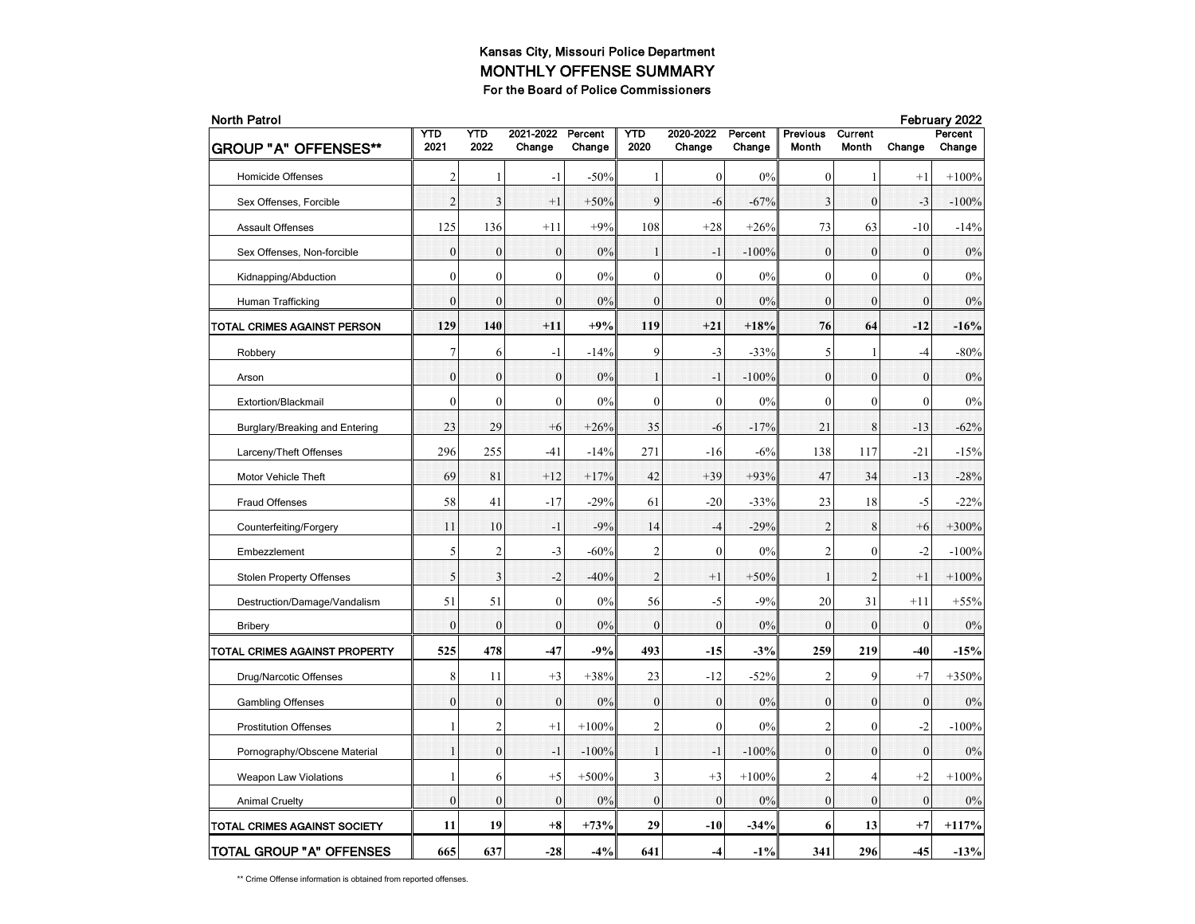# Kansas City, Missouri Police Department

## MONTHLY OFFENSE SUMMARY

### For the Board of Police Commissioners

**North Patrol** — **February 2022**

| GROUP "A" OFFENSES** | YTD 2021 | YTD 2022 | 2021-2022 Change | Percent Change | YTD 2020 | 2020-2022 Change | Percent Change | Previous Month | Current Month | Change | Percent Change |
|---|---|---|---|---|---|---|---|---|---|---|---|
| Homicide Offenses | 2 | 1 | -1 | -50% | 1 | 0 | 0% | 0 | 1 | +1 | +100% |
| Sex Offenses, Forcible | 2 | 3 | +1 | +50% | 9 | -6 | -67% | 3 | 0 | -3 | -100% |
| Assault Offenses | 125 | 136 | +11 | +9% | 108 | +28 | +26% | 73 | 63 | -10 | -14% |
| Sex Offenses, Non-forcible | 0 | 0 | 0 | 0% | 1 | -1 | -100% | 0 | 0 | 0 | 0% |
| Kidnapping/Abduction | 0 | 0 | 0 | 0% | 0 | 0 | 0% | 0 | 0 | 0 | 0% |
| Human Trafficking | 0 | 0 | 0 | 0% | 0 | 0 | 0% | 0 | 0 | 0 | 0% |
| **TOTAL CRIMES AGAINST PERSON** | **129** | **140** | **+11** | **+9%** | **119** | **+21** | **+18%** | **76** | **64** | **-12** | **-16%** |
| Robbery | 7 | 6 | -1 | -14% | 9 | -3 | -33% | 5 | 1 | -4 | -80% |
| Arson | 0 | 0 | 0 | 0% | 1 | -1 | -100% | 0 | 0 | 0 | 0% |
| Extortion/Blackmail | 0 | 0 | 0 | 0% | 0 | 0 | 0% | 0 | 0 | 0 | 0% |
| Burglary/Breaking and Entering | 23 | 29 | +6 | +26% | 35 | -6 | -17% | 21 | 8 | -13 | -62% |
| Larceny/Theft Offenses | 296 | 255 | -41 | -14% | 271 | -16 | -6% | 138 | 117 | -21 | -15% |
| Motor Vehicle Theft | 69 | 81 | +12 | +17% | 42 | +39 | +93% | 47 | 34 | -13 | -28% |
| Fraud Offenses | 58 | 41 | -17 | -29% | 61 | -20 | -33% | 23 | 18 | -5 | -22% |
| Counterfeiting/Forgery | 11 | 10 | -1 | -9% | 14 | -4 | -29% | 2 | 8 | +6 | +300% |
| Embezzlement | 5 | 2 | -3 | -60% | 2 | 0 | 0% | 2 | 0 | -2 | -100% |
| Stolen Property Offenses | 5 | 3 | -2 | -40% | 2 | +1 | +50% | 1 | 2 | +1 | +100% |
| Destruction/Damage/Vandalism | 51 | 51 | 0 | 0% | 56 | -5 | -9% | 20 | 31 | +11 | +55% |
| Bribery | 0 | 0 | 0 | 0% | 0 | 0 | 0% | 0 | 0 | 0 | 0% |
| **TOTAL CRIMES AGAINST PROPERTY** | **525** | **478** | **-47** | **-9%** | **493** | **-15** | **-3%** | **259** | **219** | **-40** | **-15%** |
| Drug/Narcotic Offenses | 8 | 11 | +3 | +38% | 23 | -12 | -52% | 2 | 9 | +7 | +350% |
| Gambling Offenses | 0 | 0 | 0 | 0% | 0 | 0 | 0% | 0 | 0 | 0 | 0% |
| Prostitution Offenses | 1 | 2 | +1 | +100% | 2 | 0 | 0% | 2 | 0 | -2 | -100% |
| Pornography/Obscene Material | 1 | 0 | -1 | -100% | 1 | -1 | -100% | 0 | 0 | 0 | 0% |
| Weapon Law Violations | 1 | 6 | +5 | +500% | 3 | +3 | +100% | 2 | 4 | +2 | +100% |
| Animal Cruelty | 0 | 0 | 0 | 0% | 0 | 0 | 0% | 0 | 0 | 0 | 0% |
| **TOTAL CRIMES AGAINST SOCIETY** | **11** | **19** | **+8** | **+73%** | **29** | **-10** | **-34%** | **6** | **13** | **+7** | **+117%** |
| **TOTAL GROUP "A" OFFENSES** | **665** | **637** | **-28** | **-4%** | **641** | **-4** | **-1%** | **341** | **296** | **-45** | **-13%** |

** Crime Offense information is obtained from reported offenses.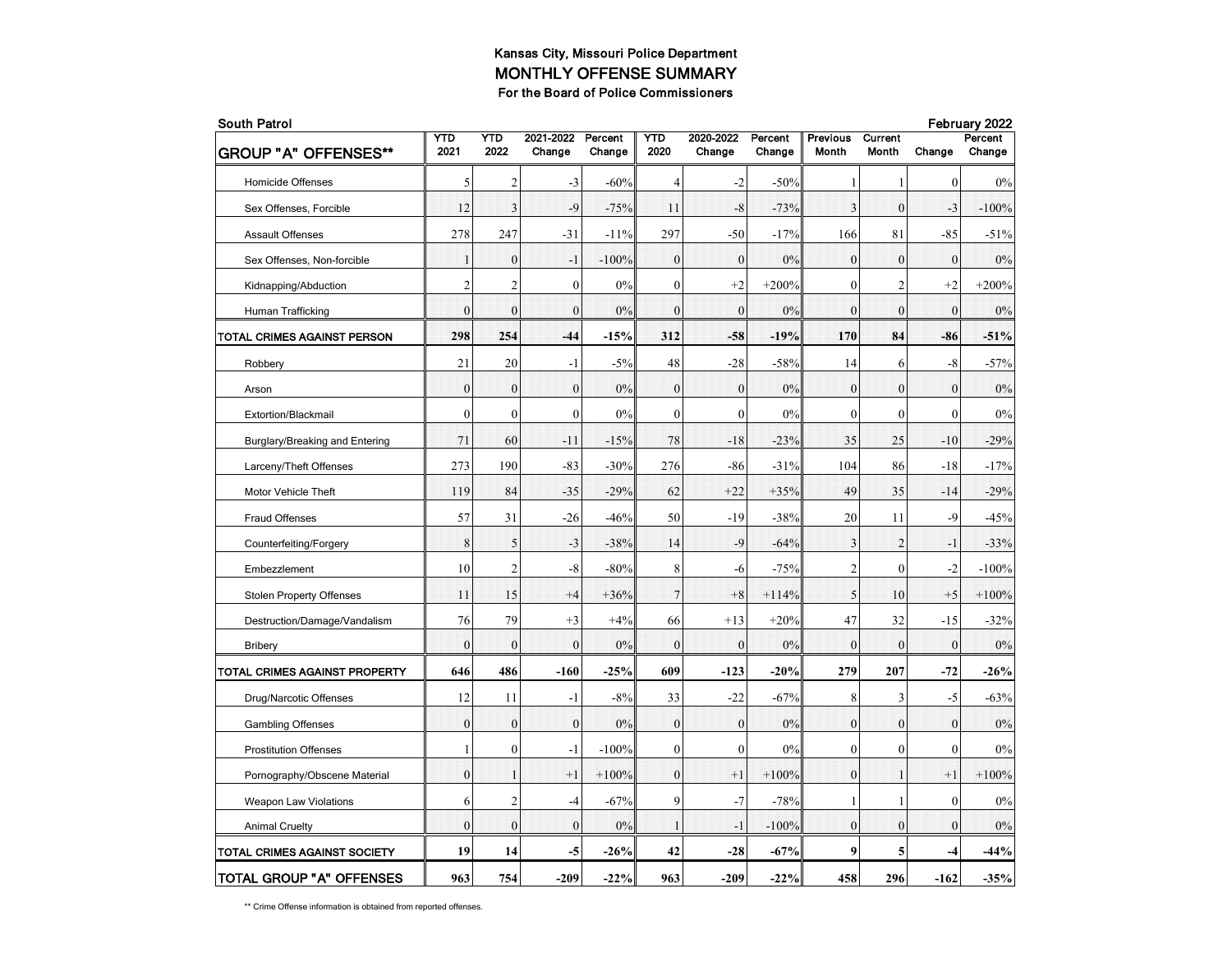**Kansas City, Missouri Police Department**

**MONTHLY OFFENSE SUMMARY**

**For the Board of Police Commissioners**

**South Patrol** **February 2022**

| GROUP "A" OFFENSES** | YTD 2021 | YTD 2022 | 2021-2022 Change | Percent Change | YTD 2020 | 2020-2022 Change | Percent Change | Previous Month | Current Month | Change | Percent Change |
|---|---|---|---|---|---|---|---|---|---|---|---|
| Homicide Offenses | 5 | 2 | -3 | -60% | 4 | -2 | -50% | 1 | 1 | 0 | 0% |
| Sex Offenses, Forcible | 12 | 3 | -9 | -75% | 11 | -8 | -73% | 3 | 0 | -3 | -100% |
| Assault Offenses | 278 | 247 | -31 | -11% | 297 | -50 | -17% | 166 | 81 | -85 | -51% |
| Sex Offenses, Non-forcible | 1 | 0 | -1 | -100% | 0 | 0 | 0% | 0 | 0 | 0 | 0% |
| Kidnapping/Abduction | 2 | 2 | 0 | 0% | 0 | +2 | +200% | 0 | 2 | +2 | +200% |
| Human Trafficking | 0 | 0 | 0 | 0% | 0 | 0 | 0% | 0 | 0 | 0 | 0% |
| **TOTAL CRIMES AGAINST PERSON** | **298** | **254** | **-44** | **-15%** | **312** | **-58** | **-19%** | **170** | **84** | **-86** | **-51%** |
| Robbery | 21 | 20 | -1 | -5% | 48 | -28 | -58% | 14 | 6 | -8 | -57% |
| Arson | 0 | 0 | 0 | 0% | 0 | 0 | 0% | 0 | 0 | 0 | 0% |
| Extortion/Blackmail | 0 | 0 | 0 | 0% | 0 | 0 | 0% | 0 | 0 | 0 | 0% |
| Burglary/Breaking and Entering | 71 | 60 | -11 | -15% | 78 | -18 | -23% | 35 | 25 | -10 | -29% |
| Larceny/Theft Offenses | 273 | 190 | -83 | -30% | 276 | -86 | -31% | 104 | 86 | -18 | -17% |
| Motor Vehicle Theft | 119 | 84 | -35 | -29% | 62 | +22 | +35% | 49 | 35 | -14 | -29% |
| Fraud Offenses | 57 | 31 | -26 | -46% | 50 | -19 | -38% | 20 | 11 | -9 | -45% |
| Counterfeiting/Forgery | 8 | 5 | -3 | -38% | 14 | -9 | -64% | 3 | 2 | -1 | -33% |
| Embezzlement | 10 | 2 | -8 | -80% | 8 | -6 | -75% | 2 | 0 | -2 | -100% |
| Stolen Property Offenses | 11 | 15 | +4 | +36% | 7 | +8 | +114% | 5 | 10 | +5 | +100% |
| Destruction/Damage/Vandalism | 76 | 79 | +3 | +4% | 66 | +13 | +20% | 47 | 32 | -15 | -32% |
| Bribery | 0 | 0 | 0 | 0% | 0 | 0 | 0% | 0 | 0 | 0 | 0% |
| **TOTAL CRIMES AGAINST PROPERTY** | **646** | **486** | **-160** | **-25%** | **609** | **-123** | **-20%** | **279** | **207** | **-72** | **-26%** |
| Drug/Narcotic Offenses | 12 | 11 | -1 | -8% | 33 | -22 | -67% | 8 | 3 | -5 | -63% |
| Gambling Offenses | 0 | 0 | 0 | 0% | 0 | 0 | 0% | 0 | 0 | 0 | 0% |
| Prostitution Offenses | 1 | 0 | -1 | -100% | 0 | 0 | 0% | 0 | 0 | 0 | 0% |
| Pornography/Obscene Material | 0 | 1 | +1 | +100% | 0 | +1 | +100% | 0 | 1 | +1 | +100% |
| Weapon Law Violations | 6 | 2 | -4 | -67% | 9 | -7 | -78% | 1 | 1 | 0 | 0% |
| Animal Cruelty | 0 | 0 | 0 | 0% | 1 | -1 | -100% | 0 | 0 | 0 | 0% |
| **TOTAL CRIMES AGAINST SOCIETY** | **19** | **14** | **-5** | **-26%** | **42** | **-28** | **-67%** | **9** | **5** | **-4** | **-44%** |
| **TOTAL GROUP "A" OFFENSES** | **963** | **754** | **-209** | **-22%** | **963** | **-209** | **-22%** | **458** | **296** | **-162** | **-35%** |

** Crime Offense information is obtained from reported offenses.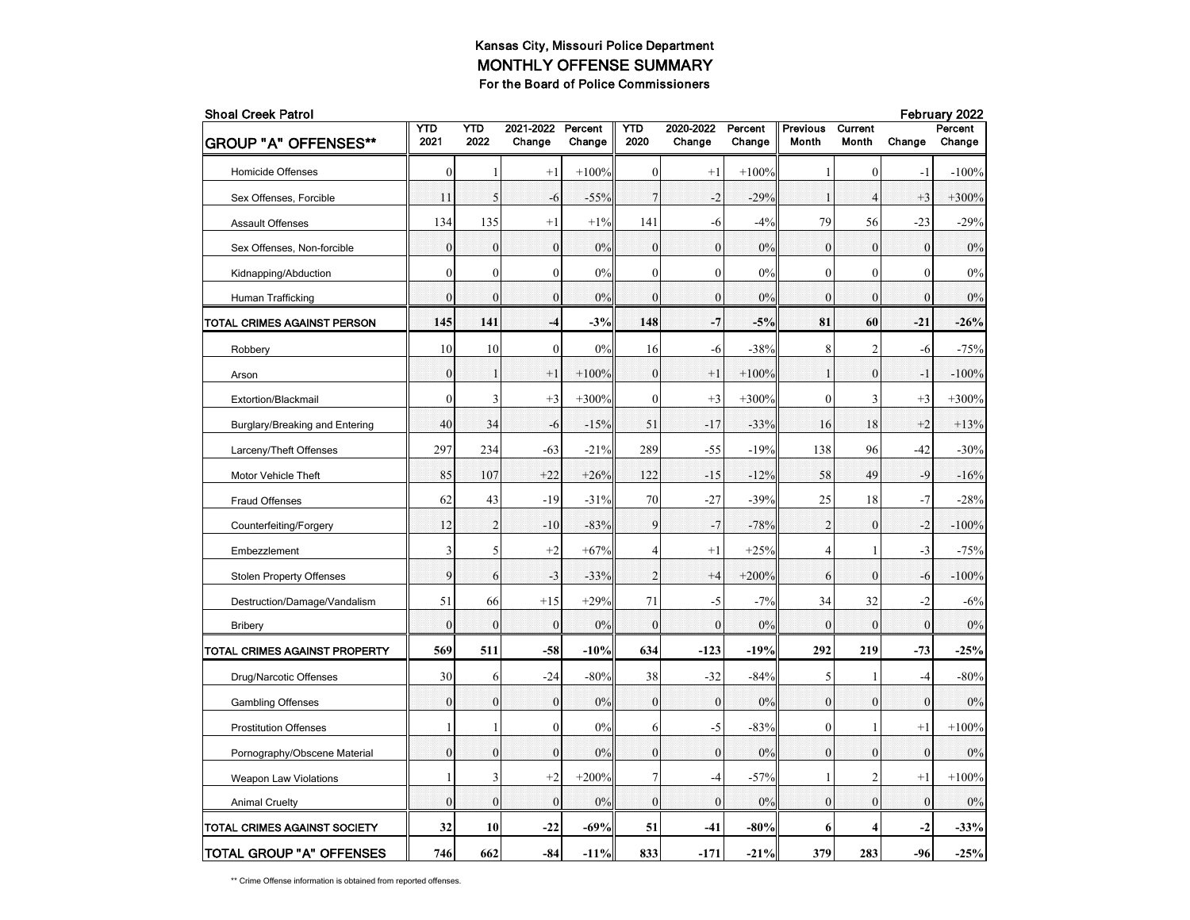# Kansas City, Missouri Police Department

## MONTHLY OFFENSE SUMMARY

### For the Board of Police Commissioners

**Shoal Creek Patrol** — **February 2022**

| GROUP "A" OFFENSES** | YTD 2021 | YTD 2022 | 2021-2022 Change | Percent Change | YTD 2020 | 2020-2022 Change | Percent Change | Previous Month | Current Month | Change | Percent Change |
|---|---|---|---|---|---|---|---|---|---|---|---|
| Homicide Offenses | 0 | 1 | +1 | +100% | 0 | +1 | +100% | 1 | 0 | -1 | -100% |
| Sex Offenses, Forcible | 11 | 5 | -6 | -55% | 7 | -2 | -29% | 1 | 4 | +3 | +300% |
| Assault Offenses | 134 | 135 | +1 | +1% | 141 | -6 | -4% | 79 | 56 | -23 | -29% |
| Sex Offenses, Non-forcible | 0 | 0 | 0 | 0% | 0 | 0 | 0% | 0 | 0 | 0 | 0% |
| Kidnapping/Abduction | 0 | 0 | 0 | 0% | 0 | 0 | 0% | 0 | 0 | 0 | 0% |
| Human Trafficking | 0 | 0 | 0 | 0% | 0 | 0 | 0% | 0 | 0 | 0 | 0% |
| **TOTAL CRIMES AGAINST PERSON** | **145** | **141** | **-4** | **-3%** | **148** | **-7** | **-5%** | **81** | **60** | **-21** | **-26%** |
| Robbery | 10 | 10 | 0 | 0% | 16 | -6 | -38% | 8 | 2 | -6 | -75% |
| Arson | 0 | 1 | +1 | +100% | 0 | +1 | +100% | 1 | 0 | -1 | -100% |
| Extortion/Blackmail | 0 | 3 | +3 | +300% | 0 | +3 | +300% | 0 | 3 | +3 | +300% |
| Burglary/Breaking and Entering | 40 | 34 | -6 | -15% | 51 | -17 | -33% | 16 | 18 | +2 | +13% |
| Larceny/Theft Offenses | 297 | 234 | -63 | -21% | 289 | -55 | -19% | 138 | 96 | -42 | -30% |
| Motor Vehicle Theft | 85 | 107 | +22 | +26% | 122 | -15 | -12% | 58 | 49 | -9 | -16% |
| Fraud Offenses | 62 | 43 | -19 | -31% | 70 | -27 | -39% | 25 | 18 | -7 | -28% |
| Counterfeiting/Forgery | 12 | 2 | -10 | -83% | 9 | -7 | -78% | 2 | 0 | -2 | -100% |
| Embezzlement | 3 | 5 | +2 | +67% | 4 | +1 | +25% | 4 | 1 | -3 | -75% |
| Stolen Property Offenses | 9 | 6 | -3 | -33% | 2 | +4 | +200% | 6 | 0 | -6 | -100% |
| Destruction/Damage/Vandalism | 51 | 66 | +15 | +29% | 71 | -5 | -7% | 34 | 32 | -2 | -6% |
| Bribery | 0 | 0 | 0 | 0% | 0 | 0 | 0% | 0 | 0 | 0 | 0% |
| **TOTAL CRIMES AGAINST PROPERTY** | **569** | **511** | **-58** | **-10%** | **634** | **-123** | **-19%** | **292** | **219** | **-73** | **-25%** |
| Drug/Narcotic Offenses | 30 | 6 | -24 | -80% | 38 | -32 | -84% | 5 | 1 | -4 | -80% |
| Gambling Offenses | 0 | 0 | 0 | 0% | 0 | 0 | 0% | 0 | 0 | 0 | 0% |
| Prostitution Offenses | 1 | 1 | 0 | 0% | 6 | -5 | -83% | 0 | 1 | +1 | +100% |
| Pornography/Obscene Material | 0 | 0 | 0 | 0% | 0 | 0 | 0% | 0 | 0 | 0 | 0% |
| Weapon Law Violations | 1 | 3 | +2 | +200% | 7 | -4 | -57% | 1 | 2 | +1 | +100% |
| Animal Cruelty | 0 | 0 | 0 | 0% | 0 | 0 | 0% | 0 | 0 | 0 | 0% |
| **TOTAL CRIMES AGAINST SOCIETY** | **32** | **10** | **-22** | **-69%** | **51** | **-41** | **-80%** | **6** | **4** | **-2** | **-33%** |
| **TOTAL GROUP "A" OFFENSES** | **746** | **662** | **-84** | **-11%** | **833** | **-171** | **-21%** | **379** | **283** | **-96** | **-25%** |

** Crime Offense information is obtained from reported offenses.